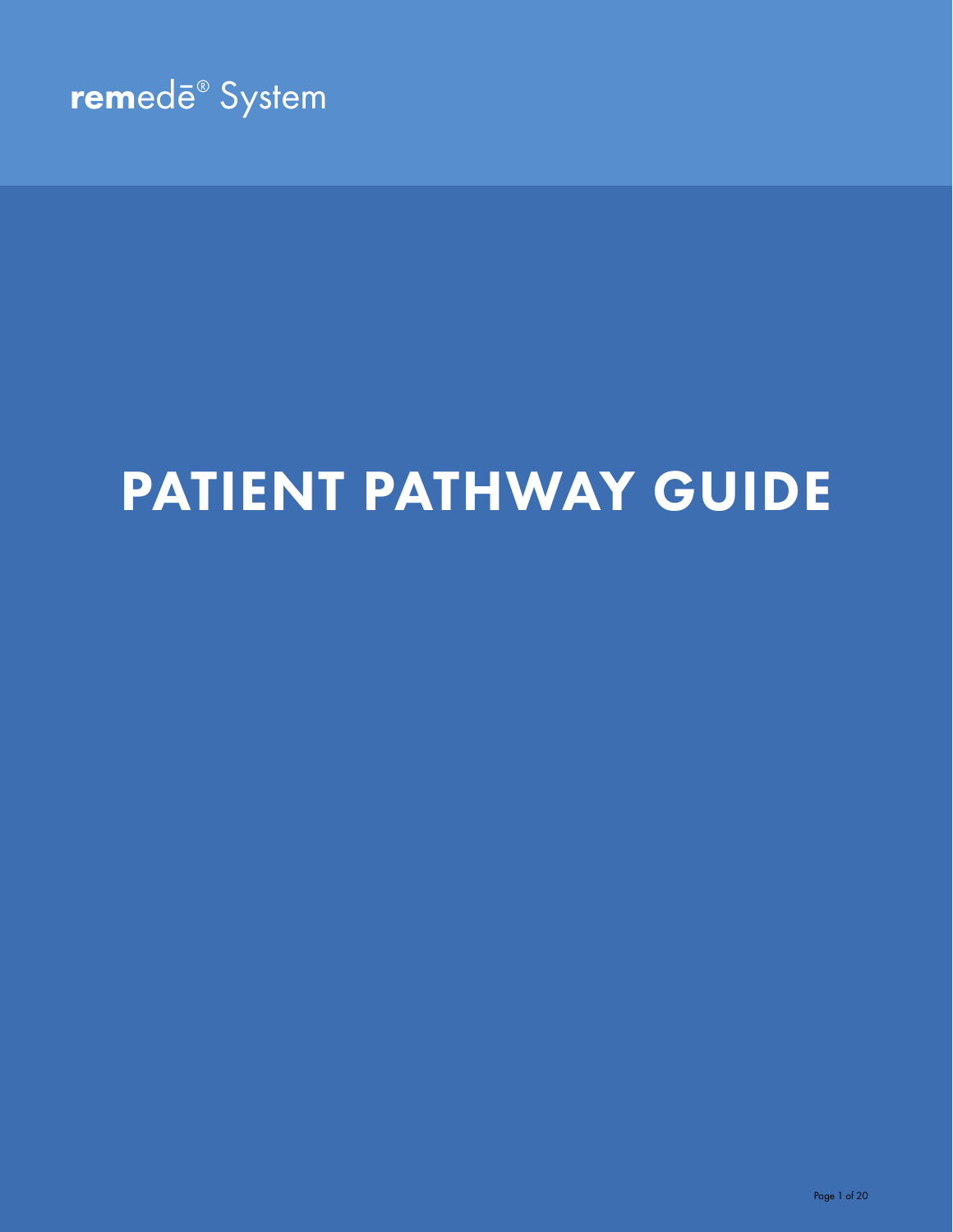remedē® System

# PATIENT PATHWAY GUIDE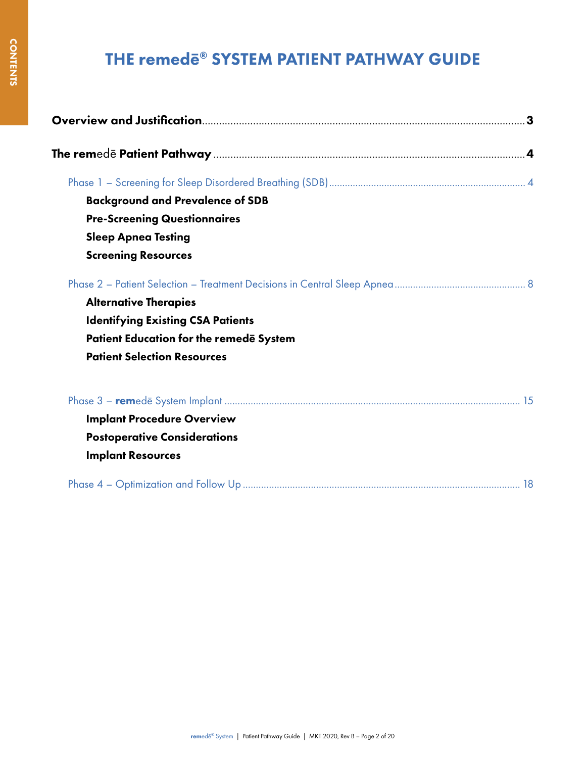# THE remedē® SYSTEM PATIENT PATHWAY GUIDE

**Overview and Justification** ............................................................ **3**

**The remedē Patient Pathway** ............................................................ **4**

Phase 1 – Screening for Sleep Disordered Breathing (SDB) .................................. 4

- **Background and Prevalence of SDB**
- **Pre-Screening Questionnaires**
- **Sleep Apnea Testing**
- **Screening Resources**

Phase 2 – Patient Selection – Treatment Decisions in Central Sleep Apnea .................. 8

- **Alternative Therapies**
- **Identifying Existing CSA Patients**
- **Patient Education for the remedē System**
- **Patient Selection Resources**

Phase 3 – **rem**edē System Implant .......................................................... 15

- **Implant Procedure Overview**
- **Postoperative Considerations**
- **Implant Resources**

Phase 4 – Optimization and Follow Up ........................................................ 18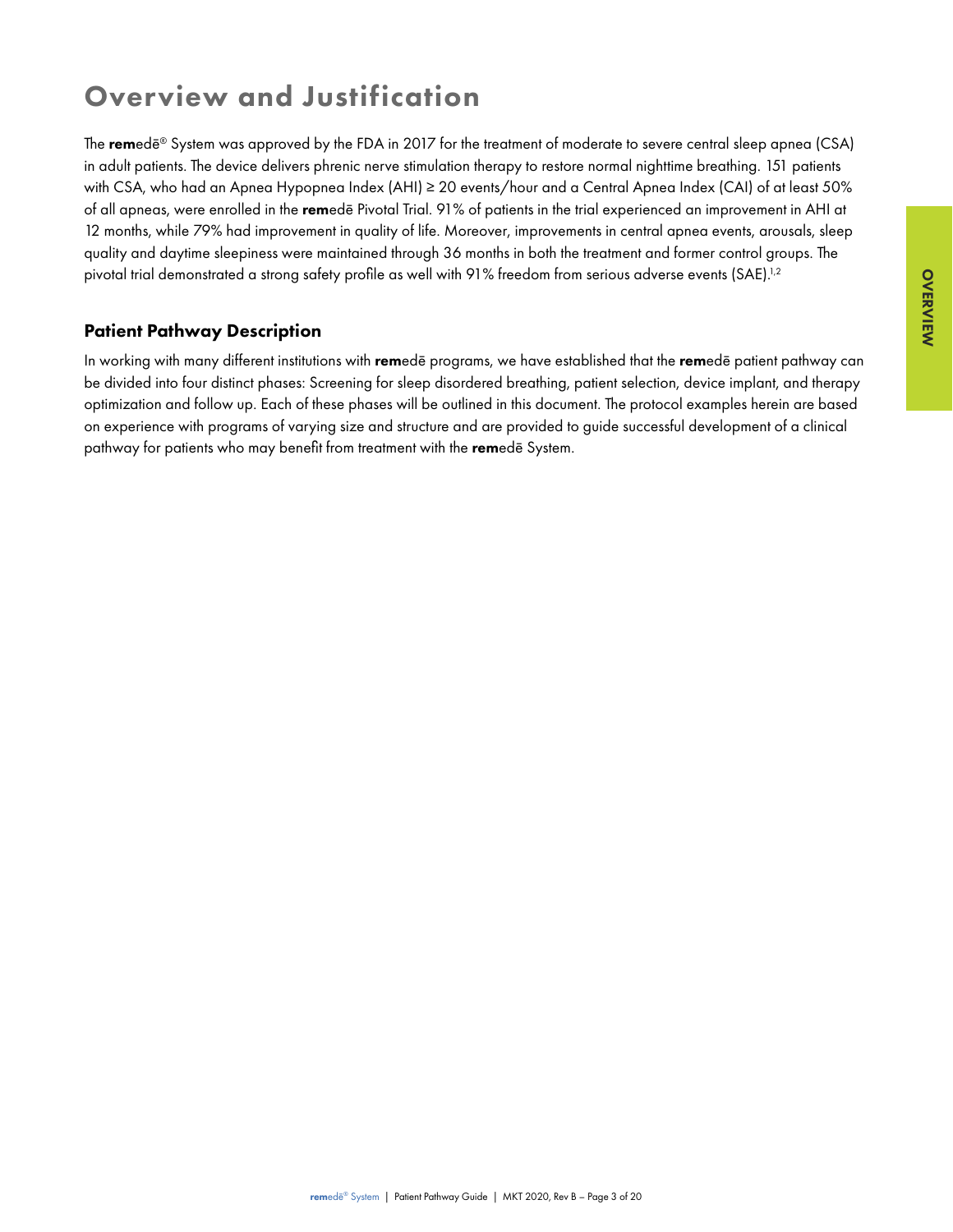# Overview and Justification

The **rem**edē® System was approved by the FDA in 2017 for the treatment of moderate to severe central sleep apnea (CSA) in adult patients. The device delivers phrenic nerve stimulation therapy to restore normal nighttime breathing. 151 patients with CSA, who had an Apnea Hypopnea Index (AHI) ≥ 20 events/hour and a Central Apnea Index (CAI) of at least 50% of all apneas, were enrolled in the **rem**edē Pivotal Trial. 91% of patients in the trial experienced an improvement in AHI at 12 months, while 79% had improvement in quality of life. Moreover, improvements in central apnea events, arousals, sleep quality and daytime sleepiness were maintained through 36 months in both the treatment and former control groups. The pivotal trial demonstrated a strong safety profile as well with 91% freedom from serious adverse events (SAE).[1,2]

## Patient Pathway Description

In working with many different institutions with **rem**edē programs, we have established that the **rem**edē patient pathway can be divided into four distinct phases: Screening for sleep disordered breathing, patient selection, device implant, and therapy optimization and follow up. Each of these phases will be outlined in this document. The protocol examples herein are based on experience with programs of varying size and structure and are provided to guide successful development of a clinical pathway for patients who may benefit from treatment with the **rem**edē System.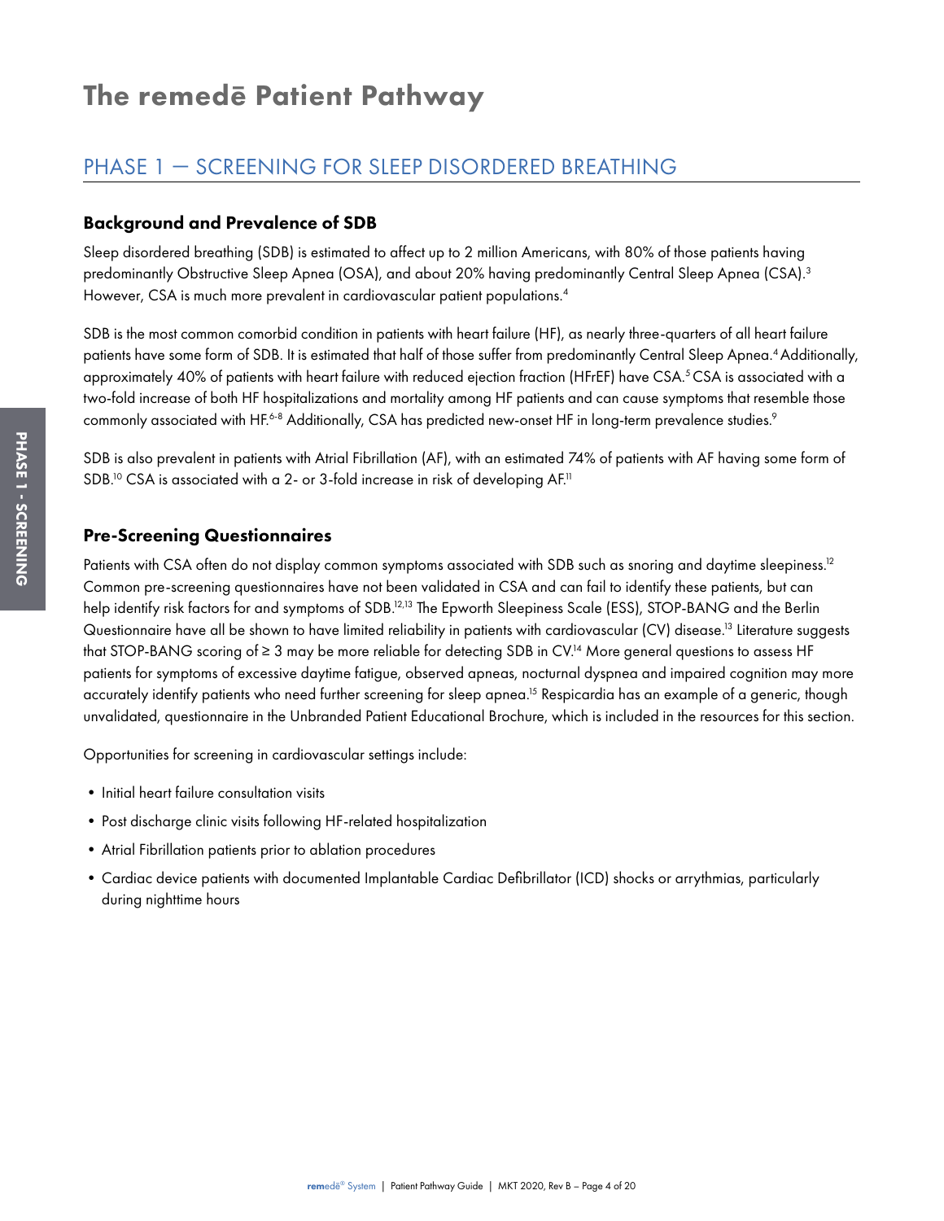# The remedē Patient Pathway

## PHASE 1 — SCREENING FOR SLEEP DISORDERED BREATHING

### Background and Prevalence of SDB

Sleep disordered breathing (SDB) is estimated to affect up to 2 million Americans, with 80% of those patients having predominantly Obstructive Sleep Apnea (OSA), and about 20% having predominantly Central Sleep Apnea (CSA).[3] However, CSA is much more prevalent in cardiovascular patient populations.[4]

SDB is the most common comorbid condition in patients with heart failure (HF), as nearly three-quarters of all heart failure patients have some form of SDB. It is estimated that half of those suffer from predominantly Central Sleep Apnea.[4] Additionally, approximately 40% of patients with heart failure with reduced ejection fraction (HFrEF) have CSA.[5] CSA is associated with a two-fold increase of both HF hospitalizations and mortality among HF patients and can cause symptoms that resemble those commonly associated with HF.[6-8] Additionally, CSA has predicted new-onset HF in long-term prevalence studies.[9]

SDB is also prevalent in patients with Atrial Fibrillation (AF), with an estimated 74% of patients with AF having some form of SDB.[10] CSA is associated with a 2- or 3-fold increase in risk of developing AF.[11]

### Pre-Screening Questionnaires

Patients with CSA often do not display common symptoms associated with SDB such as snoring and daytime sleepiness.[12] Common pre-screening questionnaires have not been validated in CSA and can fail to identify these patients, but can help identify risk factors for and symptoms of SDB.[12,13] The Epworth Sleepiness Scale (ESS), STOP-BANG and the Berlin Questionnaire have all be shown to have limited reliability in patients with cardiovascular (CV) disease.[13] Literature suggests that STOP-BANG scoring of ≥ 3 may be more reliable for detecting SDB in CV.[14] More general questions to assess HF patients for symptoms of excessive daytime fatigue, observed apneas, nocturnal dyspnea and impaired cognition may more accurately identify patients who need further screening for sleep apnea.[15] Respicardia has an example of a generic, though unvalidated, questionnaire in the Unbranded Patient Educational Brochure, which is included in the resources for this section.

Opportunities for screening in cardiovascular settings include:

- Initial heart failure consultation visits
- Post discharge clinic visits following HF-related hospitalization
- Atrial Fibrillation patients prior to ablation procedures
- Cardiac device patients with documented Implantable Cardiac Defibrillator (ICD) shocks or arrythmias, particularly during nighttime hours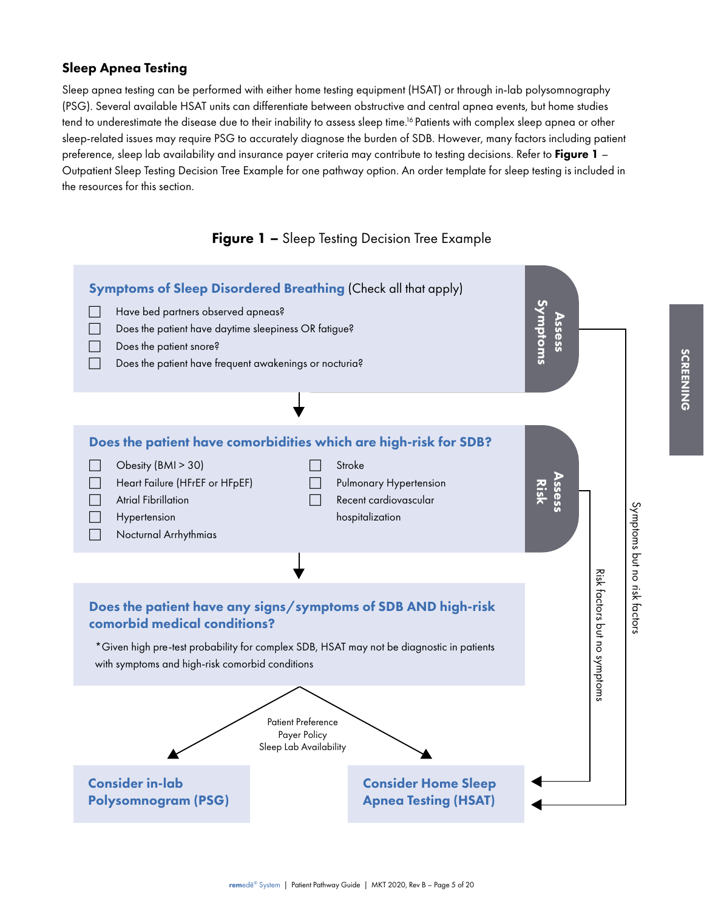## Sleep Apnea Testing

Sleep apnea testing can be performed with either home testing equipment (HSAT) or through in-lab polysomnography (PSG). Several available HSAT units can differentiate between obstructive and central apnea events, but home studies tend to underestimate the disease due to their inability to assess sleep time.[16] Patients with complex sleep apnea or other sleep-related issues may require PSG to accurately diagnose the burden of SDB. However, many factors including patient preference, sleep lab availability and insurance payer criteria may contribute to testing decisions. Refer to **Figure 1** – Outpatient Sleep Testing Decision Tree Example for one pathway option. An order template for sleep testing is included in the resources for this section.

**Figure 1 –** Sleep Testing Decision Tree Example

**Assess Symptoms**

**Symptoms of Sleep Disordered Breathing** (Check all that apply)

- [ ] Have bed partners observed apneas?
- [ ] Does the patient have daytime sleepiness OR fatigue?
- [ ] Does the patient snore?
- [ ] Does the patient have frequent awakenings or nocturia?

↓

**Assess Risk**

**Does the patient have comorbidities which are high-risk for SDB?**

- [ ] Obesity (BMI > 30)
- [ ] Heart Failure (HFrEF or HFpEF)
- [ ] Atrial Fibrillation
- [ ] Hypertension
- [ ] Nocturnal Arrhythmias
- [ ] Stroke
- [ ] Pulmonary Hypertension
- [ ] Recent cardiovascular hospitalization

↓

**Does the patient have any signs/symptoms of SDB AND high-risk comorbid medical conditions?**

*Given high pre-test probability for complex SDB, HSAT may not be diagnostic in patients with symptoms and high-risk comorbid conditions

Patient Preference
Payer Policy
Sleep Lab Availability

→ **Consider in-lab Polysomnogram (PSG)**

→ **Consider Home Sleep Apnea Testing (HSAT)**

Risk factors but no symptoms → **Consider Home Sleep Apnea Testing (HSAT)**

Symptoms but no risk factors → **Consider Home Sleep Apnea Testing (HSAT)**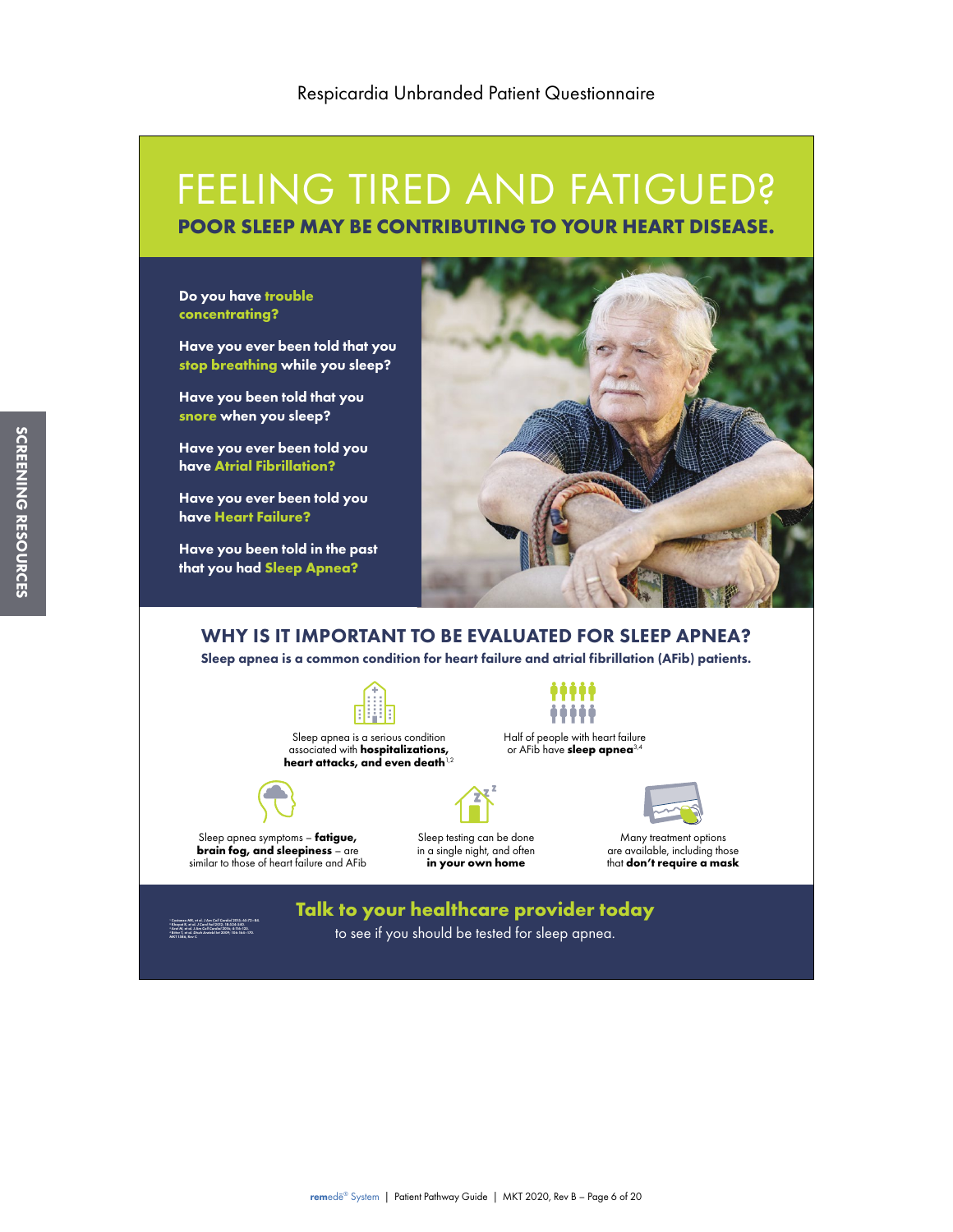Respicardia Unbranded Patient Questionnaire

# FEELING TIRED AND FATIGUED?

**POOR SLEEP MAY BE CONTRIBUTING TO YOUR HEART DISEASE.**

**Do you have trouble concentrating?**

**Have you ever been told that you stop breathing while you sleep?**

**Have you been told that you snore when you sleep?**

**Have you ever been told you have Atrial Fibrillation?**

**Have you ever been told you have Heart Failure?**

**Have you been told in the past that you had Sleep Apnea?**

## WHY IS IT IMPORTANT TO BE EVALUATED FOR SLEEP APNEA?

**Sleep apnea is a common condition for heart failure and atrial fibrillation (AFib) patients.**

Sleep apnea is a serious condition associated with **hospitalizations, heart attacks, and even death**[1,2]

Half of people with heart failure or AFib have **sleep apnea**[3,4]

Sleep apnea symptoms – **fatigue, brain fog, and sleepiness** – are similar to those of heart failure and AFib

Sleep testing can be done in a single night, and often **in your own home**

Many treatment options are available, including those that **don't require a mask**

**Talk to your healthcare provider today** to see if you should be tested for sleep apnea.

[1] Costanzo MR, et al. J Am Coll Cardiol 2015; 65:72–84.
[2] Khayat R, et al. J Card Fail 2012; 18:534-540.
[3] Arzt M, et al. J Am Coll Cardiol 2016; 4:116-125.
[4] Bitter T, et al. Dtsch Arztebl Int 2009; 106:164–170.
MKT 1586, Rev C

SCREENING RESOURCES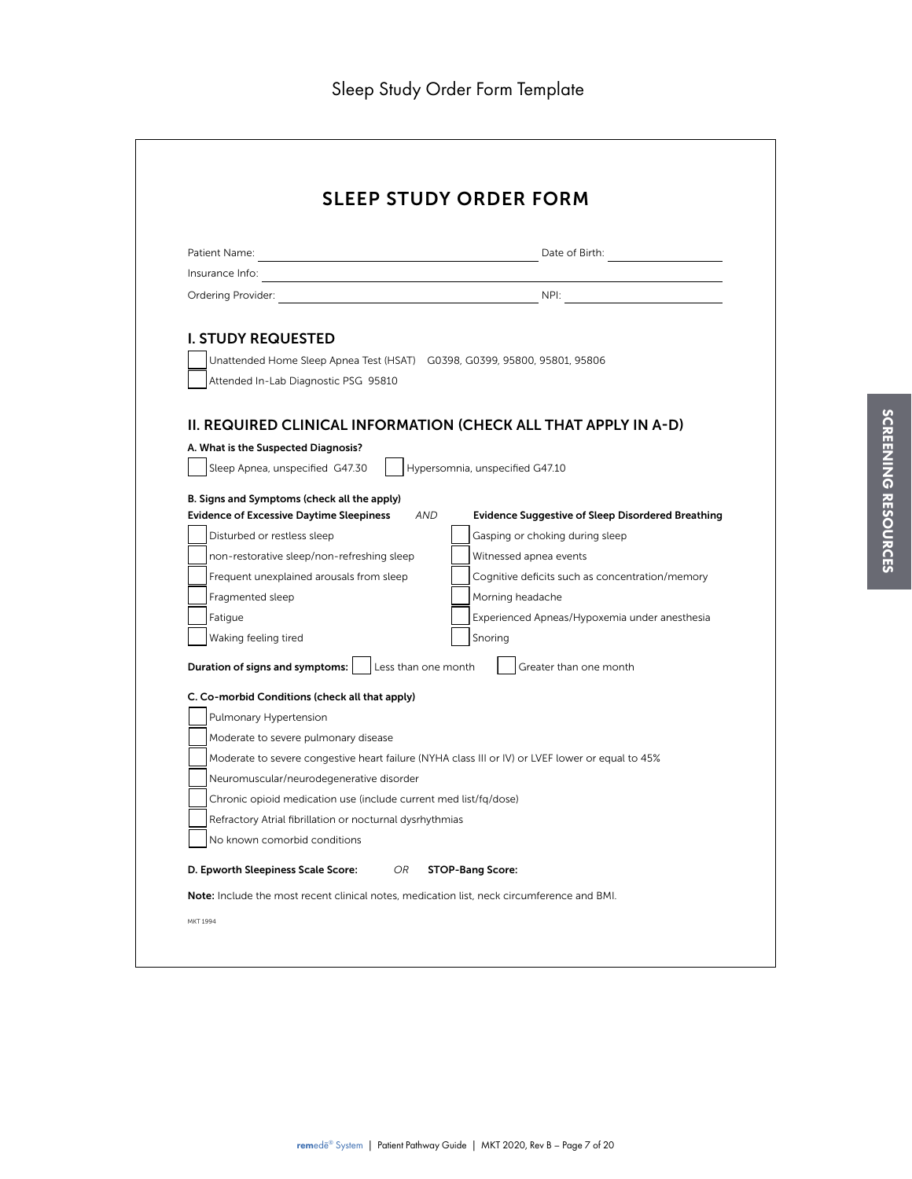# Sleep Study Order Form Template

## SLEEP STUDY ORDER FORM

Patient Name: ____________________ Date of Birth: ____________

Insurance Info: ____________________

Ordering Provider: ____________________ NPI: ____________

### I. STUDY REQUESTED

- [ ] Unattended Home Sleep Apnea Test (HSAT) G0398, G0399, 95800, 95801, 95806
- [ ] Attended In-Lab Diagnostic PSG 95810

### II. REQUIRED CLINICAL INFORMATION (CHECK ALL THAT APPLY IN A-D)

**A. What is the Suspected Diagnosis?**

- [ ] Sleep Apnea, unspecified G47.30
- [ ] Hypersomnia, unspecified G47.10

**B. Signs and Symptoms (check all the apply)**

| **Evidence of Excessive Daytime Sleepiness** | *AND* | **Evidence Suggestive of Sleep Disordered Breathing** |
|---|---|---|
| [ ] Disturbed or restless sleep | | [ ] Gasping or choking during sleep |
| [ ] non-restorative sleep/non-refreshing sleep | | [ ] Witnessed apnea events |
| [ ] Frequent unexplained arousals from sleep | | [ ] Cognitive deficits such as concentration/memory |
| [ ] Fragmented sleep | | [ ] Morning headache |
| [ ] Fatigue | | [ ] Experienced Apneas/Hypoxemia under anesthesia |
| [ ] Waking feeling tired | | [ ] Snoring |

**Duration of signs and symptoms:** [ ] Less than one month [ ] Greater than one month

**C. Co-morbid Conditions (check all that apply)**

- [ ] Pulmonary Hypertension
- [ ] Moderate to severe pulmonary disease
- [ ] Moderate to severe congestive heart failure (NYHA class III or IV) or LVEF lower or equal to 45%
- [ ] Neuromuscular/neurodegenerative disorder
- [ ] Chronic opioid medication use (include current med list/fq/dose)
- [ ] Refractory Atrial fibrillation or nocturnal dysrhythmias
- [ ] No known comorbid conditions

**D. Epworth Sleepiness Scale Score:** *OR* **STOP-Bang Score:**

**Note:** Include the most recent clinical notes, medication list, neck circumference and BMI.

MKT 1994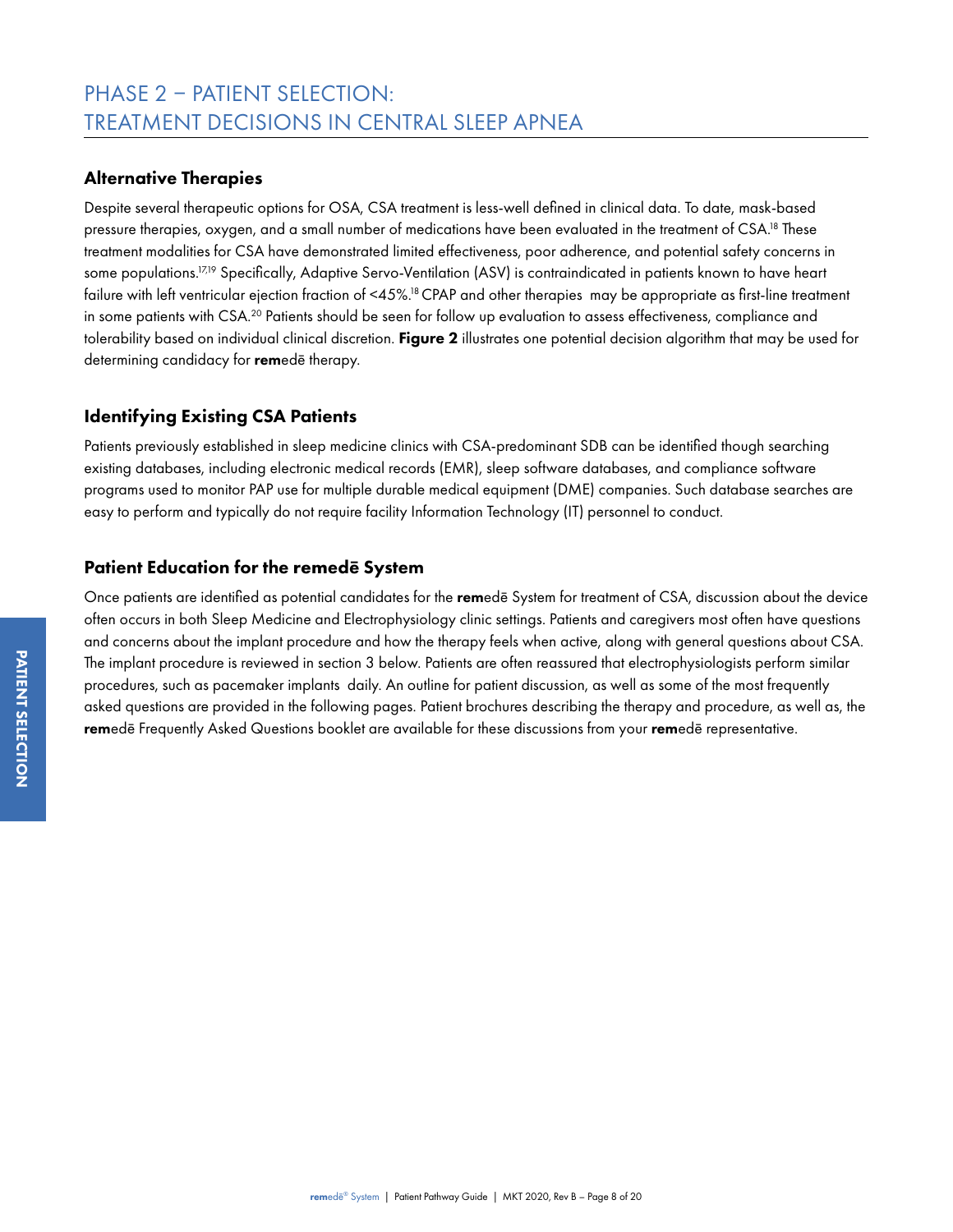# PHASE 2 – PATIENT SELECTION: TREATMENT DECISIONS IN CENTRAL SLEEP APNEA

## Alternative Therapies

Despite several therapeutic options for OSA, CSA treatment is less-well defined in clinical data. To date, mask-based pressure therapies, oxygen, and a small number of medications have been evaluated in the treatment of CSA.[18] These treatment modalities for CSA have demonstrated limited effectiveness, poor adherence, and potential safety concerns in some populations.[17,19] Specifically, Adaptive Servo-Ventilation (ASV) is contraindicated in patients known to have heart failure with left ventricular ejection fraction of <45%.[18] CPAP and other therapies may be appropriate as first-line treatment in some patients with CSA.[20] Patients should be seen for follow up evaluation to assess effectiveness, compliance and tolerability based on individual clinical discretion. **Figure 2** illustrates one potential decision algorithm that may be used for determining candidacy for **rem**edē therapy.

## Identifying Existing CSA Patients

Patients previously established in sleep medicine clinics with CSA-predominant SDB can be identified though searching existing databases, including electronic medical records (EMR), sleep software databases, and compliance software programs used to monitor PAP use for multiple durable medical equipment (DME) companies. Such database searches are easy to perform and typically do not require facility Information Technology (IT) personnel to conduct.

## Patient Education for the remedē System

Once patients are identified as potential candidates for the **rem**edē System for treatment of CSA, discussion about the device often occurs in both Sleep Medicine and Electrophysiology clinic settings. Patients and caregivers most often have questions and concerns about the implant procedure and how the therapy feels when active, along with general questions about CSA. The implant procedure is reviewed in section 3 below. Patients are often reassured that electrophysiologists perform similar procedures, such as pacemaker implants daily. An outline for patient discussion, as well as some of the most frequently asked questions are provided in the following pages. Patient brochures describing the therapy and procedure, as well as, the **rem**edē Frequently Asked Questions booklet are available for these discussions from your **rem**edē representative.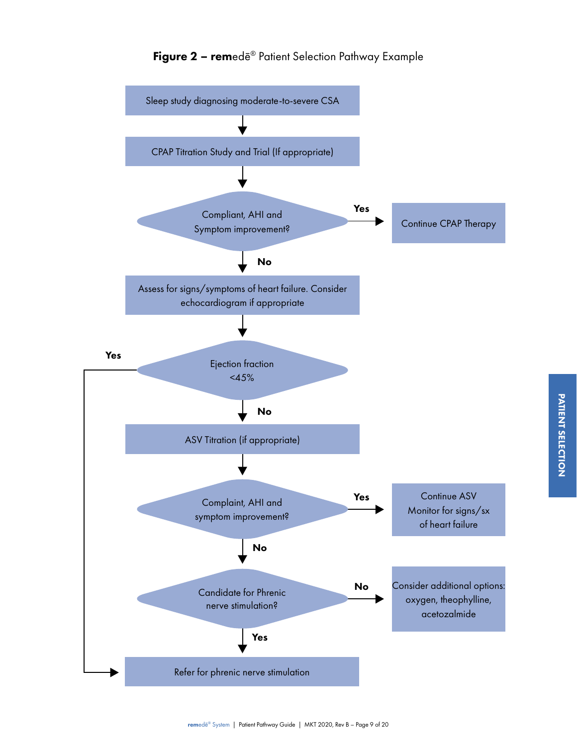**Figure 2 – rem**edē® Patient Selection Pathway Example

Sleep study diagnosing moderate-to-severe CSA

CPAP Titration Study and Trial (If appropriate)

Compliant, AHI and Symptom improvement?

Yes → Continue CPAP Therapy

No

Assess for signs/symptoms of heart failure. Consider echocardiogram if appropriate

Ejection fraction <45%

Yes → Refer for phrenic nerve stimulation

No

ASV Titration (if appropriate)

Complaint, AHI and symptom improvement?

Yes → Continue ASV Monitor for signs/sx of heart failure

No

Candidate for Phrenic nerve stimulation?

No → Consider additional options: oxygen, theophylline, acetozalmide

Yes

Refer for phrenic nerve stimulation

PATIENT SELECTION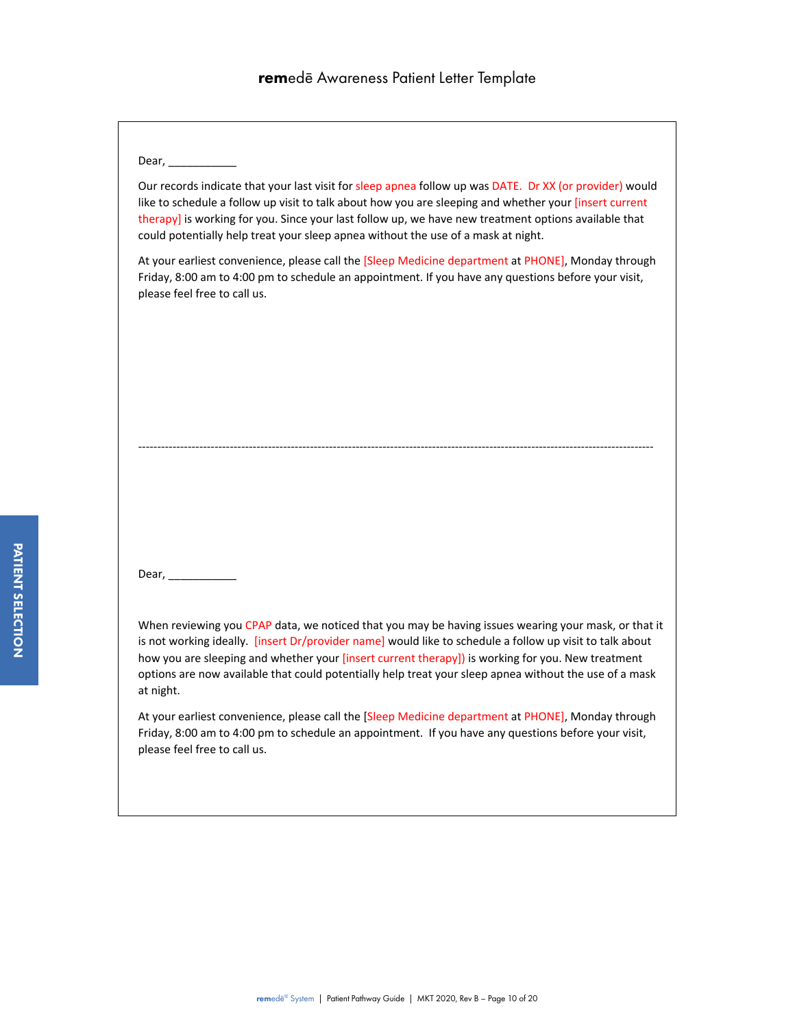# **rem**edē Awareness Patient Letter Template

Dear, ___________

Our records indicate that your last visit for sleep apnea follow up was DATE. Dr XX (or provider) would like to schedule a follow up visit to talk about how you are sleeping and whether your [insert current therapy] is working for you. Since your last follow up, we have new treatment options available that could potentially help treat your sleep apnea without the use of a mask at night.

At your earliest convenience, please call the [Sleep Medicine department at PHONE], Monday through Friday, 8:00 am to 4:00 pm to schedule an appointment. If you have any questions before your visit, please feel free to call us.

---

Dear, ___________

When reviewing you CPAP data, we noticed that you may be having issues wearing your mask, or that it is not working ideally. [insert Dr/provider name] would like to schedule a follow up visit to talk about how you are sleeping and whether your [insert current therapy]) is working for you. New treatment options are now available that could potentially help treat your sleep apnea without the use of a mask at night.

At your earliest convenience, please call the [Sleep Medicine department at PHONE], Monday through Friday, 8:00 am to 4:00 pm to schedule an appointment. If you have any questions before your visit, please feel free to call us.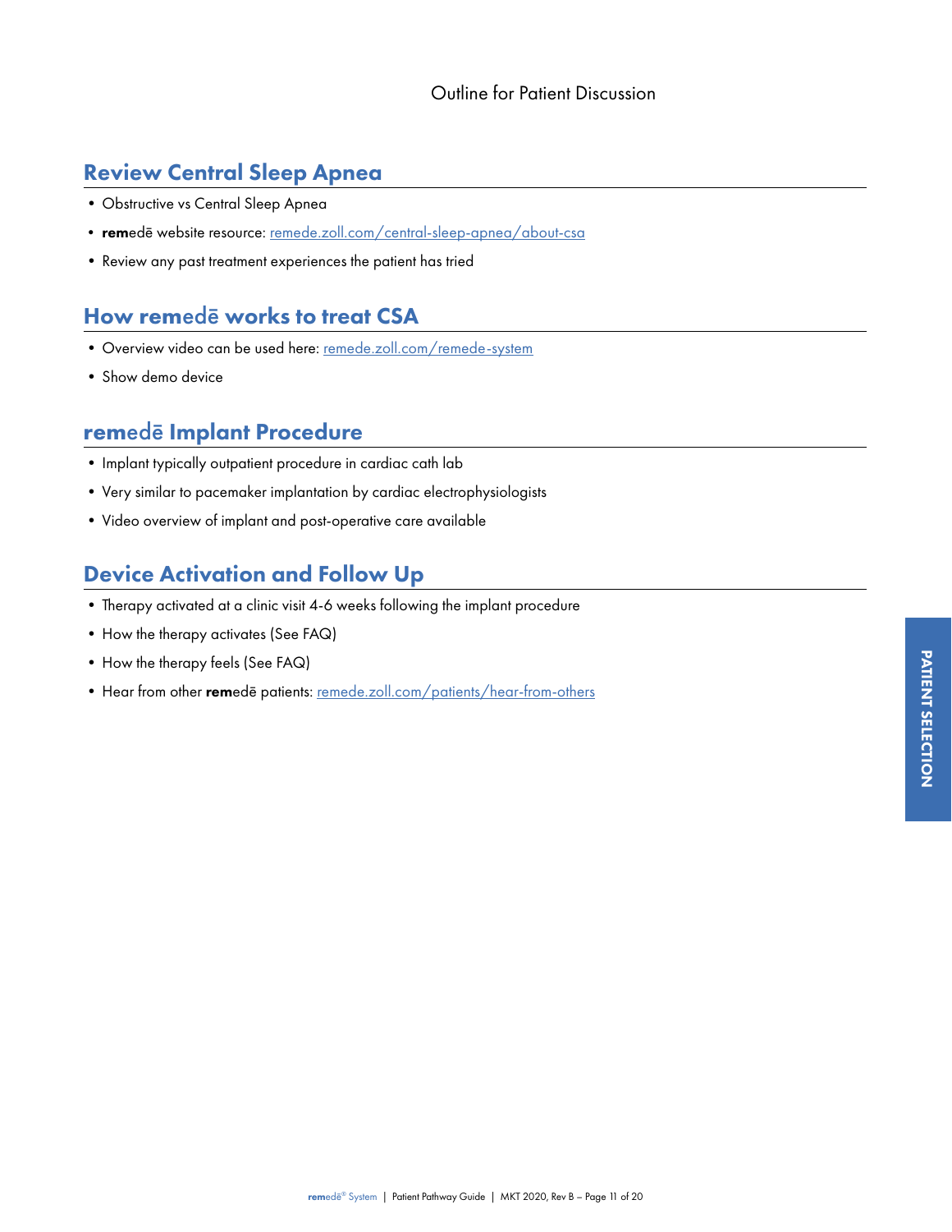Outline for Patient Discussion

## Review Central Sleep Apnea

- Obstructive vs Central Sleep Apnea
- **rem**edē website resource: remede.zoll.com/central-sleep-apnea/about-csa
- Review any past treatment experiences the patient has tried

## How remedē works to treat CSA

- Overview video can be used here: remede.zoll.com/remede-system
- Show demo device

## remedē Implant Procedure

- Implant typically outpatient procedure in cardiac cath lab
- Very similar to pacemaker implantation by cardiac electrophysiologists
- Video overview of implant and post-operative care available

## Device Activation and Follow Up

- Therapy activated at a clinic visit 4-6 weeks following the implant procedure
- How the therapy activates (See FAQ)
- How the therapy feels (See FAQ)
- Hear from other **rem**edē patients: remede.zoll.com/patients/hear-from-others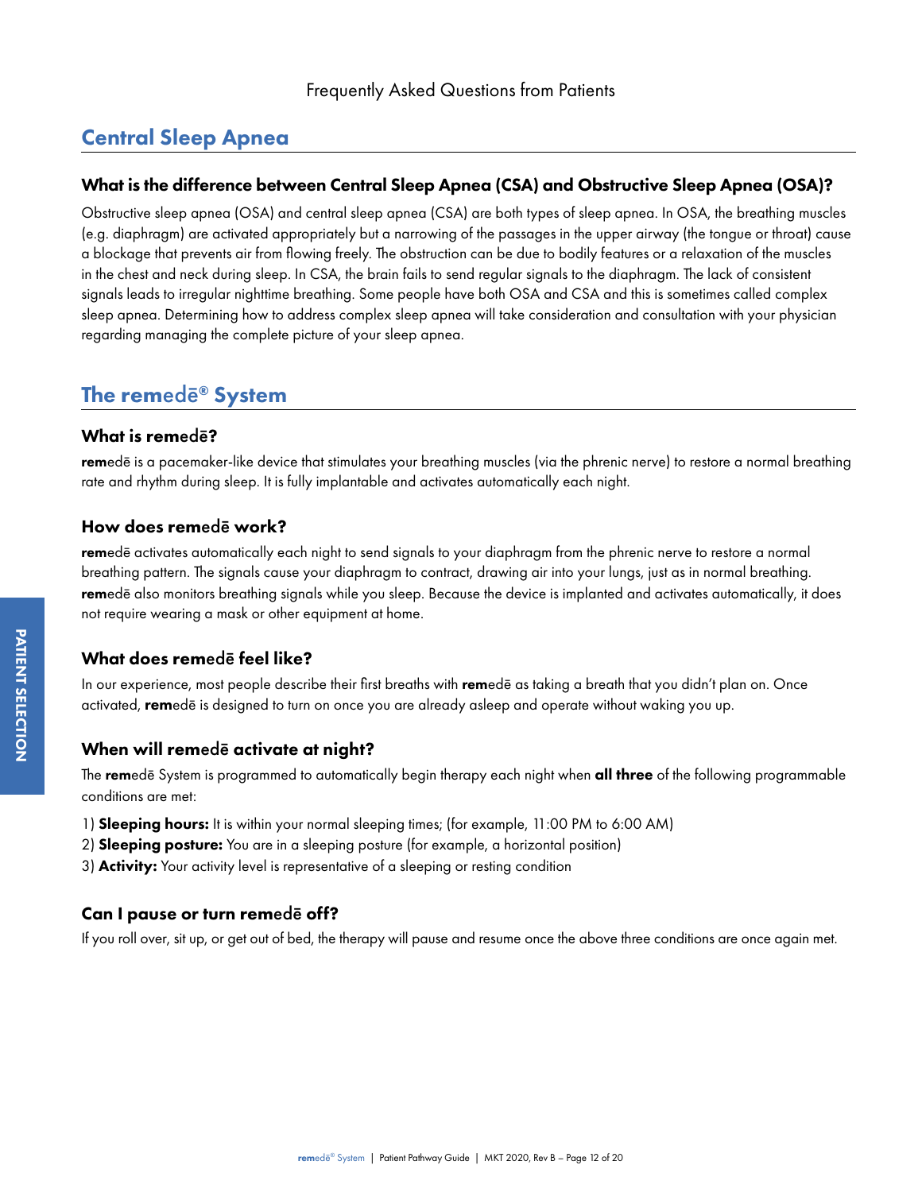Frequently Asked Questions from Patients

## Central Sleep Apnea

### What is the difference between Central Sleep Apnea (CSA) and Obstructive Sleep Apnea (OSA)?

Obstructive sleep apnea (OSA) and central sleep apnea (CSA) are both types of sleep apnea. In OSA, the breathing muscles (e.g. diaphragm) are activated appropriately but a narrowing of the passages in the upper airway (the tongue or throat) cause a blockage that prevents air from flowing freely. The obstruction can be due to bodily features or a relaxation of the muscles in the chest and neck during sleep. In CSA, the brain fails to send regular signals to the diaphragm. The lack of consistent signals leads to irregular nighttime breathing. Some people have both OSA and CSA and this is sometimes called complex sleep apnea. Determining how to address complex sleep apnea will take consideration and consultation with your physician regarding managing the complete picture of your sleep apnea.

## The remedē® System

### What is remedē?

**rem**edē is a pacemaker-like device that stimulates your breathing muscles (via the phrenic nerve) to restore a normal breathing rate and rhythm during sleep. It is fully implantable and activates automatically each night.

### How does remedē work?

**rem**edē activates automatically each night to send signals to your diaphragm from the phrenic nerve to restore a normal breathing pattern. The signals cause your diaphragm to contract, drawing air into your lungs, just as in normal breathing. **rem**edē also monitors breathing signals while you sleep. Because the device is implanted and activates automatically, it does not require wearing a mask or other equipment at home.

### What does remedē feel like?

In our experience, most people describe their first breaths with **rem**edē as taking a breath that you didn't plan on. Once activated, **rem**edē is designed to turn on once you are already asleep and operate without waking you up.

### When will remedē activate at night?

The **rem**edē System is programmed to automatically begin therapy each night when **all three** of the following programmable conditions are met:

1) **Sleeping hours:** It is within your normal sleeping times; (for example, 11:00 PM to 6:00 AM)
2) **Sleeping posture:** You are in a sleeping posture (for example, a horizontal position)
3) **Activity:** Your activity level is representative of a sleeping or resting condition

### Can I pause or turn remedē off?

If you roll over, sit up, or get out of bed, the therapy will pause and resume once the above three conditions are once again met.

PATIENT SELECTION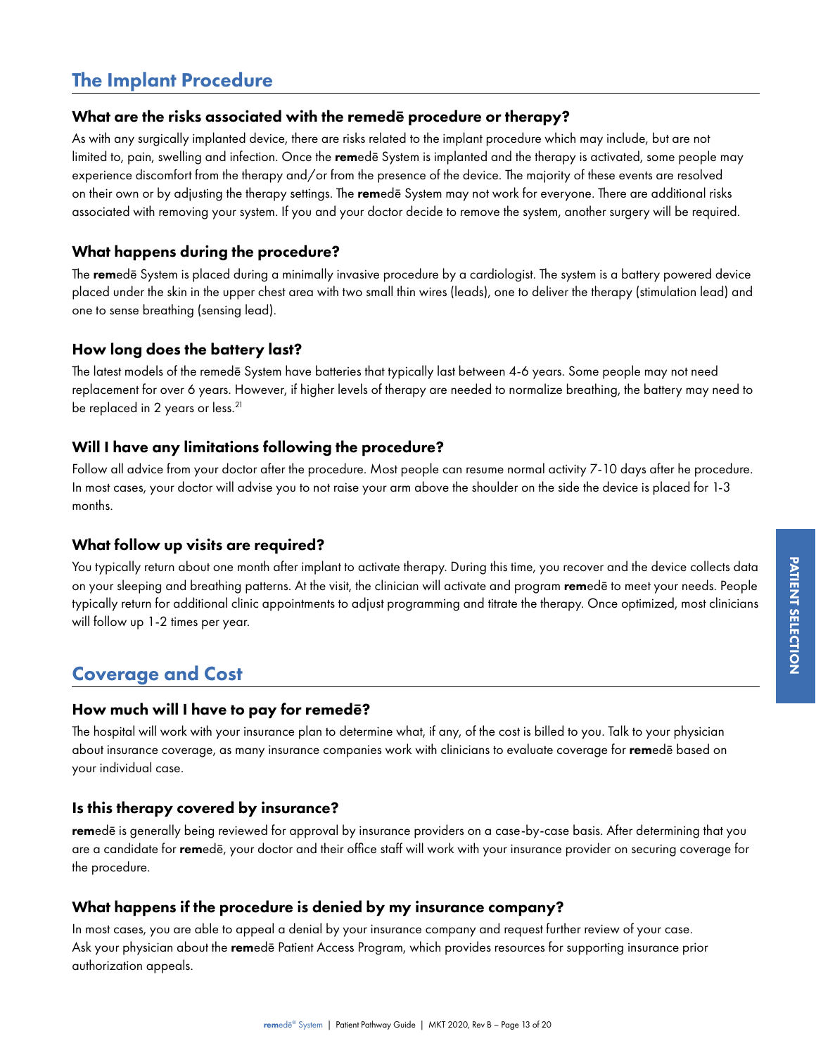## The Implant Procedure

### What are the risks associated with the remedē procedure or therapy?

As with any surgically implanted device, there are risks related to the implant procedure which may include, but are not limited to, pain, swelling and infection. Once the **rem**edē System is implanted and the therapy is activated, some people may experience discomfort from the therapy and/or from the presence of the device. The majority of these events are resolved on their own or by adjusting the therapy settings. The **rem**edē System may not work for everyone. There are additional risks associated with removing your system. If you and your doctor decide to remove the system, another surgery will be required.

### What happens during the procedure?

The **rem**edē System is placed during a minimally invasive procedure by a cardiologist. The system is a battery powered device placed under the skin in the upper chest area with two small thin wires (leads), one to deliver the therapy (stimulation lead) and one to sense breathing (sensing lead).

### How long does the battery last?

The latest models of the remedē System have batteries that typically last between 4-6 years. Some people may not need replacement for over 6 years. However, if higher levels of therapy are needed to normalize breathing, the battery may need to be replaced in 2 years or less.[21]

### Will I have any limitations following the procedure?

Follow all advice from your doctor after the procedure. Most people can resume normal activity 7-10 days after he procedure. In most cases, your doctor will advise you to not raise your arm above the shoulder on the side the device is placed for 1-3 months.

### What follow up visits are required?

You typically return about one month after implant to activate therapy. During this time, you recover and the device collects data on your sleeping and breathing patterns. At the visit, the clinician will activate and program **rem**edē to meet your needs. People typically return for additional clinic appointments to adjust programming and titrate the therapy. Once optimized, most clinicians will follow up 1-2 times per year.

## Coverage and Cost

### How much will I have to pay for remedē?

The hospital will work with your insurance plan to determine what, if any, of the cost is billed to you. Talk to your physician about insurance coverage, as many insurance companies work with clinicians to evaluate coverage for **rem**edē based on your individual case.

### Is this therapy covered by insurance?

**rem**edē is generally being reviewed for approval by insurance providers on a case-by-case basis. After determining that you are a candidate for **rem**edē, your doctor and their office staff will work with your insurance provider on securing coverage for the procedure.

### What happens if the procedure is denied by my insurance company?

In most cases, you are able to appeal a denial by your insurance company and request further review of your case. Ask your physician about the **rem**edē Patient Access Program, which provides resources for supporting insurance prior authorization appeals.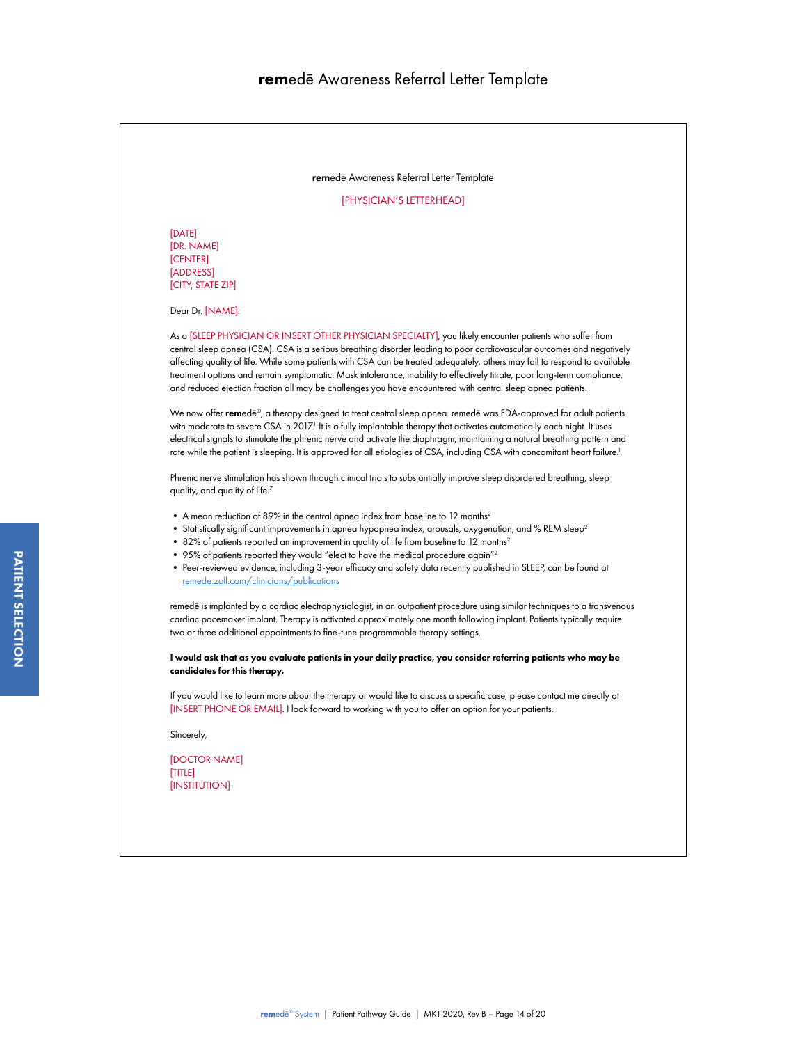# **rem**edē Awareness Referral Letter Template

**rem**edē Awareness Referral Letter Template

[PHYSICIAN'S LETTERHEAD]

[DATE]
[DR. NAME]
[CENTER]
[ADDRESS]
[CITY, STATE ZIP]

Dear Dr. [NAME]:

As a [SLEEP PHYSICIAN OR INSERT OTHER PHYSICIAN SPECIALTY], you likely encounter patients who suffer from central sleep apnea (CSA). CSA is a serious breathing disorder leading to poor cardiovascular outcomes and negatively affecting quality of life. While some patients with CSA can be treated adequately, others may fail to respond to available treatment options and remain symptomatic. Mask intolerance, inability to effectively titrate, poor long-term compliance, and reduced ejection fraction all may be challenges you have encountered with central sleep apnea patients.

We now offer **rem**edē®, a therapy designed to treat central sleep apnea. remedē was FDA-approved for adult patients with moderate to severe CSA in 2017.[1] It is a fully implantable therapy that activates automatically each night. It uses electrical signals to stimulate the phrenic nerve and activate the diaphragm, maintaining a natural breathing pattern and rate while the patient is sleeping. It is approved for all etiologies of CSA, including CSA with concomitant heart failure.[1]

Phrenic nerve stimulation has shown through clinical trials to substantially improve sleep disordered breathing, sleep quality, and quality of life.[7]

- A mean reduction of 89% in the central apnea index from baseline to 12 months[2]
- Statistically significant improvements in apnea hypopnea index, arousals, oxygenation, and % REM sleep[2]
- 82% of patients reported an improvement in quality of life from baseline to 12 months[2]
- 95% of patients reported they would "elect to have the medical procedure again"[2]
- Peer-reviewed evidence, including 3-year efficacy and safety data recently published in SLEEP, can be found at remede.zoll.com/clinicians/publications

remedē is implanted by a cardiac electrophysiologist, in an outpatient procedure using similar techniques to a transvenous cardiac pacemaker implant. Therapy is activated approximately one month following implant. Patients typically require two or three additional appointments to fine-tune programmable therapy settings.

**I would ask that as you evaluate patients in your daily practice, you consider referring patients who may be candidates for this therapy.**

If you would like to learn more about the therapy or would like to discuss a specific case, please contact me directly at [INSERT PHONE OR EMAIL]. I look forward to working with you to offer an option for your patients.

Sincerely,

[DOCTOR NAME]
[TITLE]
[INSTITUTION]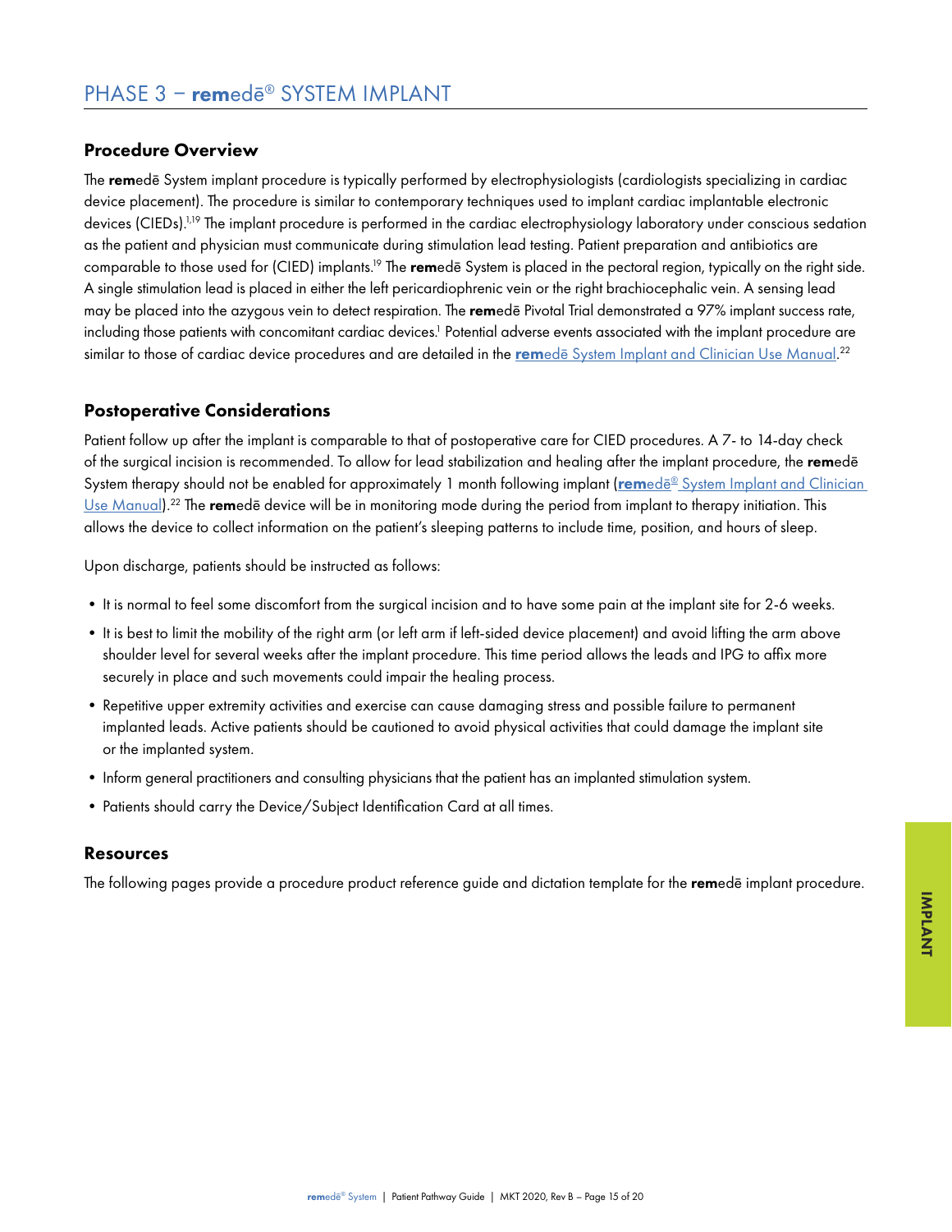# PHASE 3 – **rem**edē® SYSTEM IMPLANT

## Procedure Overview

The **rem**edē System implant procedure is typically performed by electrophysiologists (cardiologists specializing in cardiac device placement). The procedure is similar to contemporary techniques used to implant cardiac implantable electronic devices (CIEDs).[1,19] The implant procedure is performed in the cardiac electrophysiology laboratory under conscious sedation as the patient and physician must communicate during stimulation lead testing. Patient preparation and antibiotics are comparable to those used for (CIED) implants.[19] The **rem**edē System is placed in the pectoral region, typically on the right side. A single stimulation lead is placed in either the left pericardiophrenic vein or the right brachiocephalic vein. A sensing lead may be placed into the azygous vein to detect respiration. The **rem**edē Pivotal Trial demonstrated a 97% implant success rate, including those patients with concomitant cardiac devices.[1] Potential adverse events associated with the implant procedure are similar to those of cardiac device procedures and are detailed in the **rem**edē System Implant and Clinician Use Manual.[22]

## Postoperative Considerations

Patient follow up after the implant is comparable to that of postoperative care for CIED procedures. A 7- to 14-day check of the surgical incision is recommended. To allow for lead stabilization and healing after the implant procedure, the **rem**edē System therapy should not be enabled for approximately 1 month following implant (**rem**edē® System Implant and Clinician Use Manual).[22] The **rem**edē device will be in monitoring mode during the period from implant to therapy initiation. This allows the device to collect information on the patient's sleeping patterns to include time, position, and hours of sleep.

Upon discharge, patients should be instructed as follows:

- It is normal to feel some discomfort from the surgical incision and to have some pain at the implant site for 2-6 weeks.
- It is best to limit the mobility of the right arm (or left arm if left-sided device placement) and avoid lifting the arm above shoulder level for several weeks after the implant procedure. This time period allows the leads and IPG to affix more securely in place and such movements could impair the healing process.
- Repetitive upper extremity activities and exercise can cause damaging stress and possible failure to permanent implanted leads. Active patients should be cautioned to avoid physical activities that could damage the implant site or the implanted system.
- Inform general practitioners and consulting physicians that the patient has an implanted stimulation system.
- Patients should carry the Device/Subject Identification Card at all times.

## Resources

The following pages provide a procedure product reference guide and dictation template for the **rem**edē implant procedure.

IMPLANT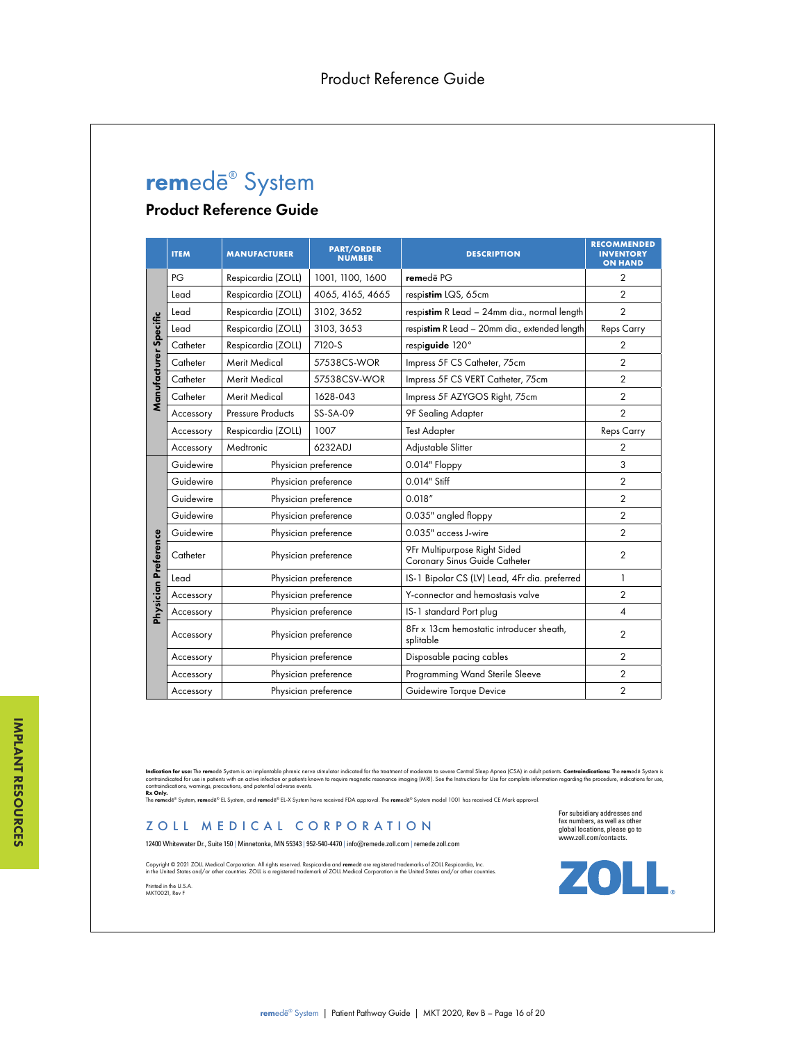# Product Reference Guide

## **rem**edē® System

### Product Reference Guide

| | ITEM | MANUFACTURER | PART/ORDER NUMBER | DESCRIPTION | RECOMMENDED INVENTORY ON HAND |
|---|---|---|---|---|---|
| **Manufacturer Specific** | PG | Respicardia (ZOLL) | 1001, 1100, 1600 | **rem**edē PG | 2 |
| | Lead | Respicardia (ZOLL) | 4065, 4165, 4665 | respi**stim** LQS, 65cm | 2 |
| | Lead | Respicardia (ZOLL) | 3102, 3652 | respi**stim** R Lead – 24mm dia., normal length | 2 |
| | Lead | Respicardia (ZOLL) | 3103, 3653 | respi**stim** R Lead – 20mm dia., extended length | Reps Carry |
| | Catheter | Respicardia (ZOLL) | 7120-S | respi**guide** 120° | 2 |
| | Catheter | Merit Medical | 57538CS-WOR | Impress 5F CS Catheter, 75cm | 2 |
| | Catheter | Merit Medical | 57538CSV-WOR | Impress 5F CS VERT Catheter, 75cm | 2 |
| | Catheter | Merit Medical | 1628-043 | Impress 5F AZYGOS Right, 75cm | 2 |
| | Accessory | Pressure Products | SS-SA-09 | 9F Sealing Adapter | 2 |
| | Accessory | Respicardia (ZOLL) | 1007 | Test Adapter | Reps Carry |
| | Accessory | Medtronic | 6232ADJ | Adjustable Slitter | 2 |
| **Physician Preference** | Guidewire | Physician preference | | 0.014" Floppy | 3 |
| | Guidewire | Physician preference | | 0.014" Stiff | 2 |
| | Guidewire | Physician preference | | 0.018" | 2 |
| | Guidewire | Physician preference | | 0.035" angled floppy | 2 |
| | Guidewire | Physician preference | | 0.035" access J-wire | 2 |
| | Catheter | Physician preference | | 9Fr Multipurpose Right Sided Coronary Sinus Guide Catheter | 2 |
| | Lead | Physician preference | | IS-1 Bipolar CS (LV) Lead, 4Fr dia. preferred | 1 |
| | Accessory | Physician preference | | Y-connector and hemostasis valve | 2 |
| | Accessory | Physician preference | | IS-1 standard Port plug | 4 |
| | Accessory | Physician preference | | 8Fr x 13cm hemostatic introducer sheath, splitable | 2 |
| | Accessory | Physician preference | | Disposable pacing cables | 2 |
| | Accessory | Physician preference | | Programming Wand Sterile Sleeve | 2 |
| | Accessory | Physician preference | | Guidewire Torque Device | 2 |

**Indication for use:** The **rem**edē System is an implantable phrenic nerve stimulator indicated for the treatment of moderate to severe Central Sleep Apnea (CSA) in adult patients. **Contraindications:** The **rem**edē System is contraindicated for use in patients with an active infection or patients known to require magnetic resonance imaging (MRI). See the Instructions for Use for complete information regarding the procedure, indications for use, contraindications, warnings, precautions, and potential adverse events.
**Rx Only.**
The **rem**edē® System, **rem**edē® EL System, and **rem**edē® EL-X System have received FDA approval. The **rem**edē® System model 1001 has received CE Mark approval.

ZOLL MEDICAL CORPORATION

12400 Whitewater Dr., Suite 150 | Minnetonka, MN 55343 | 952-540-4470 | info@remede.zoll.com | remede.zoll.com

For subsidiary addresses and fax numbers, as well as other global locations, please go to www.zoll.com/contacts.

Copyright © 2021 ZOLL Medical Corporation. All rights reserved. Respicardia and **rem**edē are registered trademarks of ZOLL Respicardia, Inc. in the United States and/or other countries. ZOLL is a registered trademark of ZOLL Medical Corporation in the United States and/or other countries.

Printed in the U.S.A.
MKT0021, Rev F

ZOLL®

IMPLANT RESOURCES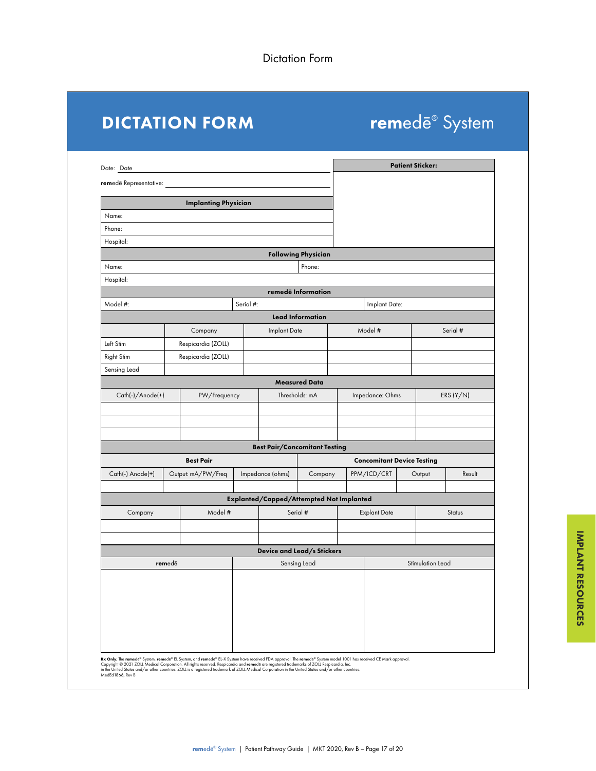# Dictation Form

## DICTATION FORM

**rem**edē® System

Date: Date

**rem**edē Representative:

| Patient Sticker: |
|---|
| |

| Implanting Physician |
|---|
| Name: |
| Phone: |
| Hospital: |

| Following Physician | |
|---|---|
| Name: | Phone: |
| Hospital: | |

| remedē Information | | |
|---|---|---|
| Model #: | Serial #: | Implant Date: |

| Lead Information | | | | |
|---|---|---|---|---|
| | Company | Implant Date | Model # | Serial # |
| Left Stim | Respicardia (ZOLL) | | | |
| Right Stim | Respicardia (ZOLL) | | | |
| Sensing Lead | | | | |

| Measured Data | | | | |
|---|---|---|---|---|
| Cath(-)/Anode(+) | PW/Frequency | Thresholds: mA | Impedance: Ohms | ERS (Y/N) |
| | | | | |
| | | | | |
| | | | | |

| Best Pair/Concomitant Testing | | | | | | |
|---|---|---|---|---|---|---|
| **Best Pair** | | | **Concomitant Device Testing** | | | |
| Cath(-) Anode(+) | Output: mA/PW/Freq | Impedance (ohms) | Company | PPM/ICD/CRT | Output | Result |
| | | | | | | |

| Explanted/Capped/Attempted Not Implanted | | | | |
|---|---|---|---|---|
| Company | Model # | Serial # | Explant Date | Status |
| | | | | |
| | | | | |

| Device and Lead/s Stickers | | |
|---|---|---|
| **rem**edē | Sensing Lead | Stimulation Lead |
| | | |

**Rx Only.** The **rem**edē® System, **rem**edē® EL System, and **rem**edē® EL-X System have received FDA approval. The **rem**edē® System model 1001 has received CE Mark approval.
Copyright © 2021 ZOLL Medical Corporation. All rights reserved. Respicardia and **rem**edē are registered trademarks of ZOLL Respicardia, Inc.
in the United States and/or other countries. ZOLL is a registered trademark of ZOLL Medical Corporation in the United States and/or other countries.
MedEd1866, Rev B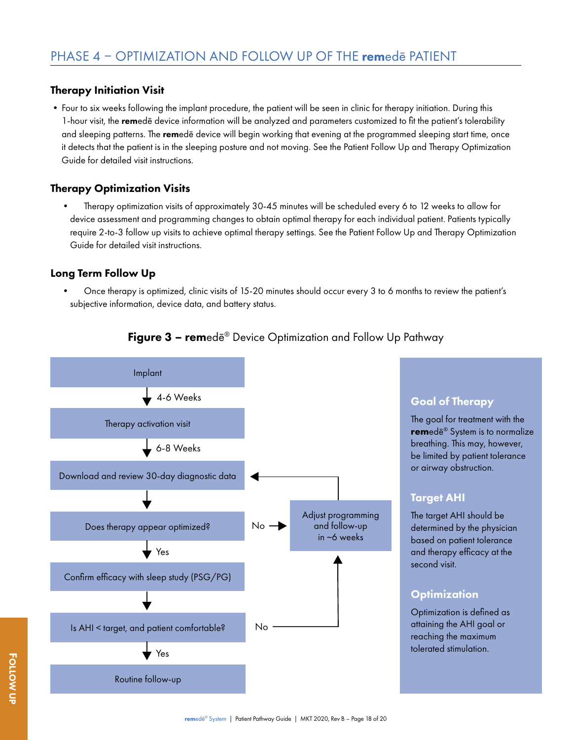## PHASE 4 – OPTIMIZATION AND FOLLOW UP OF THE **rem**edē PATIENT

### Therapy Initiation Visit

- Four to six weeks following the implant procedure, the patient will be seen in clinic for therapy initiation. During this 1-hour visit, the **rem**edē device information will be analyzed and parameters customized to fit the patient's tolerability and sleeping patterns. The **rem**edē device will begin working that evening at the programmed sleeping start time, once it detects that the patient is in the sleeping posture and not moving. See the Patient Follow Up and Therapy Optimization Guide for detailed visit instructions.

### Therapy Optimization Visits

- Therapy optimization visits of approximately 30-45 minutes will be scheduled every 6 to 12 weeks to allow for device assessment and programming changes to obtain optimal therapy for each individual patient. Patients typically require 2-to-3 follow up visits to achieve optimal therapy settings. See the Patient Follow Up and Therapy Optimization Guide for detailed visit instructions.

### Long Term Follow Up

- Once therapy is optimized, clinic visits of 15-20 minutes should occur every 3 to 6 months to review the patient's subjective information, device data, and battery status.

**Figure 3 – rem**edē® Device Optimization and Follow Up Pathway

Implant

↓ 4-6 Weeks

Therapy activation visit

↓ 6-8 Weeks

Download and review 30-day diagnostic data

↓

Does therapy appear optimized? — No → Adjust programming and follow-up in ~6 weeks (→ back to Download and review 30-day diagnostic data)

↓ Yes

Confirm efficacy with sleep study (PSG/PG)

↓

Is AHI < target, and patient comfortable? — No → Adjust programming and follow-up in ~6 weeks

↓ Yes

Routine follow-up

**Goal of Therapy**

The goal for treatment with the **rem**edē® System is to normalize breathing. This may, however, be limited by patient tolerance or airway obstruction.

**Target AHI**

The target AHI should be determined by the physician based on patient tolerance and therapy efficacy at the second visit.

**Optimization**

Optimization is defined as attaining the AHI goal or reaching the maximum tolerated stimulation.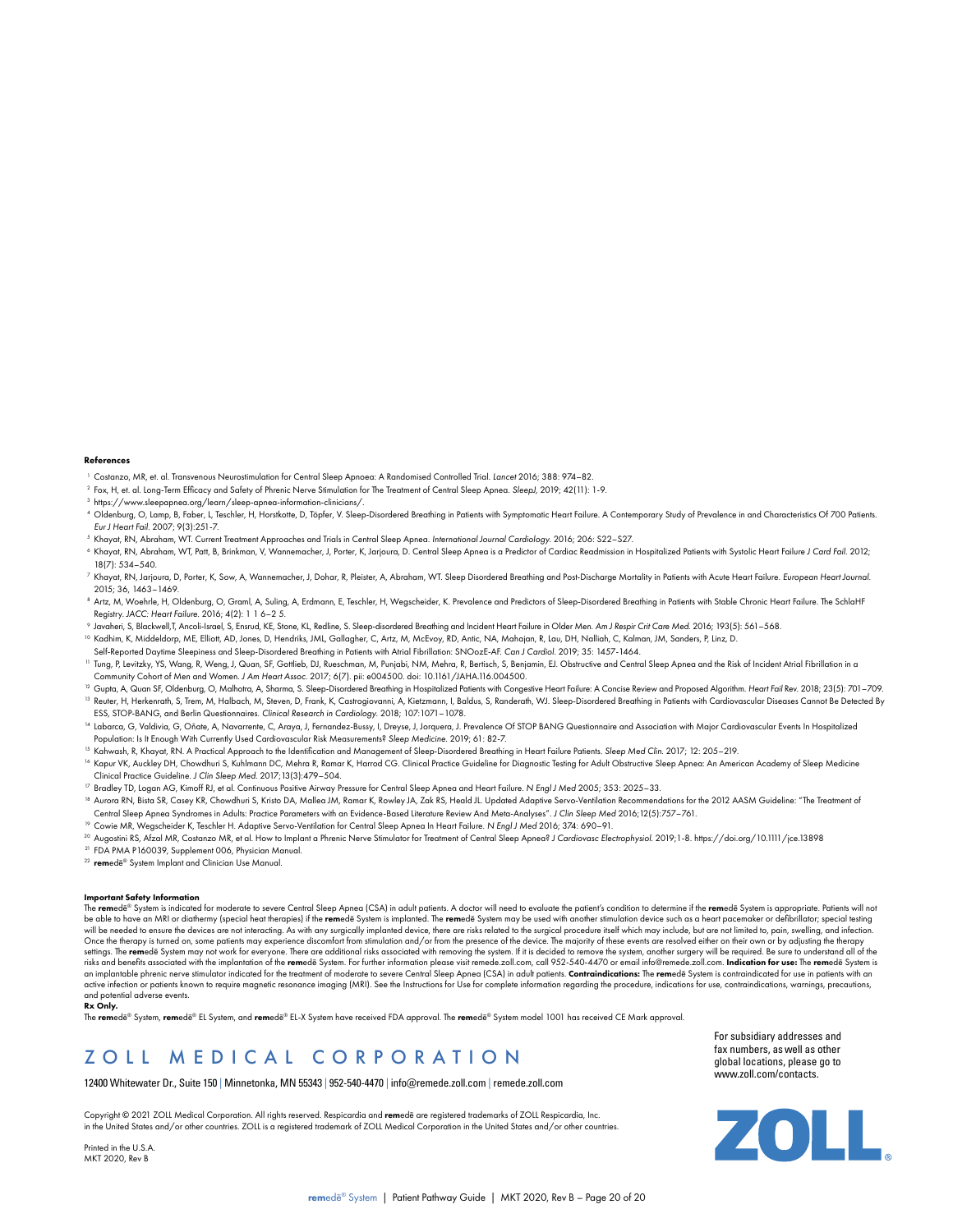**References**

1. Costanzo, MR, et. al. Transvenous Neurostimulation for Central Sleep Apnoea: A Randomised Controlled Trial. *Lancet* 2016; 388: 974–82.
2. Fox, H, et. al. Long-Term Efficacy and Safety of Phrenic Nerve Stimulation for The Treatment of Central Sleep Apnea. *SleepJ,* 2019; 42(11): 1-9.
3. https://www.sleepapnea.org/learn/sleep-apnea-information-clinicians/.
4. Oldenburg, O, Lamp, B, Faber, L, Teschler, H, Horstkotte, D, Töpfer, V. Sleep-Disordered Breathing in Patients with Symptomatic Heart Failure. A Contemporary Study of Prevalence in and Characteristics Of 700 Patients. *Eur J Heart Fail.* 2007; 9(3):251-7.
5. Khayat, RN, Abraham, WT. Current Treatment Approaches and Trials in Central Sleep Apnea. *International Journal Cardiology.* 2016; 206: S22–S27.
6. Khayat, RN, Abraham, WT, Patt, B, Brinkman, V, Wannemacher, J, Porter, K, Jarjoura, D. Central Sleep Apnea is a Predictor of Cardiac Readmission in Hospitalized Patients with Systolic Heart Failure *J Card Fail.* 2012; 18(7): 534–540.
7. Khayat, RN, Jarjoura, D, Porter, K, Sow, A, Wannemacher, J, Dohar, R, Pleister, A, Abraham, WT. Sleep Disordered Breathing and Post-Discharge Mortality in Patients with Acute Heart Failure. *European Heart Journal.* 2015; 36, 1463–1469.
8. Artz, M, Woehrle, H, Oldenburg, O, Graml, A, Suling, A, Erdmann, E, Teschler, H, Wegscheider, K. Prevalence and Predictors of Sleep-Disordered Breathing in Patients with Stable Chronic Heart Failure. The SchlaHF Registry. *JACC: Heart Failure.* 2016; 4(2): 1 1 6–2 5.
9. Javaheri, S, Blackwell,T, Ancoli-Israel, S, Ensrud, KE, Stone, KL, Redline, S. Sleep-disordered Breathing and Incident Heart Failure in Older Men. *Am J Respir Crit Care Med.* 2016; 193(5): 561–568.
10. Kadhim, K, Middeldorp, ME, Elliott, AD, Jones, D, Hendriks, JML, Gallagher, C, Artz, M, McEvoy, RD, Antic, NA, Mahajan, R, Lau, DH, Nalliah, C, Kalman, JM, Sanders, P, Linz, D. Self-Reported Daytime Sleepiness and Sleep-Disordered Breathing in Patients with Atrial Fibrillation: SNOozE-AF. *Can J Cardiol.* 2019; 35: 1457-1464.
11. Tung, P, Levitzky, YS, Wang, R, Weng, J, Quan, SF, Gottlieb, DJ, Rueschman, M, Punjabi, NM, Mehra, R, Bertisch, S, Benjamin, EJ. Obstructive and Central Sleep Apnea and the Risk of Incident Atrial Fibrillation in a Community Cohort of Men and Women. *J Am Heart Assoc.* 2017; 6(7). pii: e004500. doi: 10.1161/JAHA.116.004500.
12. Gupta, A, Quan SF, Oldenburg, O, Malhotra, A, Sharma, S. Sleep-Disordered Breathing in Hospitalized Patients with Congestive Heart Failure: A Concise Review and Proposed Algorithm. *Heart Fail Rev.* 2018; 23(5): 701–709.
13. Reuter, H, Herkenrath, S, Trem, M, Halbach, M, Steven, D, Frank, K, Castrogiovanni, A, Kietzmann, I, Baldus, S, Randerath, WJ. Sleep-Disordered Breathing in Patients with Cardiovascular Diseases Cannot Be Detected By ESS, STOP-BANG, and Berlin Questionnaires. *Clinical Research in Cardiology.* 2018; 107:1071–1078.
14. Labarca, G, Valdivia, G, Oñate, A, Navarrete, C, Araya, J, Fernandez-Bussy, I, Dreyse, J, Jorquera, J. Prevalence Of STOP BANG Questionnaire and Association with Major Cardiovascular Events In Hospitalized Population: Is It Enough With Currently Used Cardiovascular Risk Measurements? *Sleep Medicine.* 2019; 61: 82-7.
15. Kahwash, R, Khayat, RN. A Practical Approach to the Identification and Management of Sleep-Disordered Breathing in Heart Failure Patients. *Sleep Med Clin.* 2017; 12: 205–219.
16. Kapur VK, Auckley DH, Chowdhuri S, Kuhlmann DC, Mehra R, Ramar K, Harrod CG. Clinical Practice Guideline for Diagnostic Testing for Adult Obstructive Sleep Apnea: An American Academy of Sleep Medicine Clinical Practice Guideline. *J Clin Sleep Med.* 2017;13(3):479–504.
17. Bradley TD, Logan AG, Kimoff RJ, et al. Continuous Positive Airway Pressure for Central Sleep Apnea and Heart Failure. *N Engl J Med* 2005; 353: 2025–33.
18. Aurora RN, Bista SR, Casey KR, Chowdhuri S, Kristo DA, Mallea JM, Ramar K, Rowley JA, Zak RS, Heald JL. Updated Adaptive Servo-Ventilation Recommendations for the 2012 AASM Guideline: "The Treatment of Central Sleep Apnea Syndromes in Adults: Practice Parameters with an Evidence-Based Literature Review And Meta-Analyses". *J Clin Sleep Med* 2016;12(5):757–761.
19. Cowie MR, Wegscheider K, Teschler H. Adaptive Servo-Ventilation for Central Sleep Apnea In Heart Failure. *N Engl J Med* 2016; 374: 690–91.
20. Augostini RS, Afzal MR, Costanzo MR, et al. How to Implant a Phrenic Nerve Stimulator for Treatment of Central Sleep Apnea? *J Cardiovasc Electrophysiol.* 2019;1-8. https://doi.org/10.1111/jce.13898
21. FDA PMA P160039, Supplement 006, Physician Manual.
22. **rem**edē® System Implant and Clinician Use Manual.

**Important Safety Information**

The **rem**edē® System is indicated for moderate to severe Central Sleep Apnea (CSA) in adult patients. A doctor will need to evaluate the patient's condition to determine if the **rem**edē System is appropriate. Patients will not be able to have an MRI or diathermy (special heat therapies) if the **rem**edē System is implanted. The **rem**edē System may be used with another stimulation device such as a heart pacemaker or defibrillator; special testing will be needed to ensure the devices are not interacting. As with any surgically implanted device, there are risks related to the surgical procedure itself which may include, but are not limited to, pain, swelling, and infection. Once the therapy is turned on, some patients may experience discomfort from stimulation and/or from the presence of the device. The majority of these events are resolved either on their own or by adjusting the therapy settings. The **rem**edē System may not work for everyone. There are additional risks associated with removing the system. If it is decided to remove the system, another surgery will be required. Be sure to understand all of the risks and benefits associated with the implantation of the **rem**edē System. For further information please visit remede.zoll.com, call 952-540-4470 or email info@remede.zoll.com. **Indication for use:** The **rem**edē System is an implantable phrenic nerve stimulator indicated for the treatment of moderate to severe Central Sleep Apnea (CSA) in adult patients. **Contraindications:** The **rem**edē System is contraindicated for use in patients with an active infection or patients known to require magnetic resonance imaging (MRI). See the Instructions for Use for complete information regarding the procedure, indications for use, contraindications, warnings, precautions, and potential adverse events.

**Rx Only.**

The **rem**edē® System, **rem**edē® EL System, and **rem**edē® EL-X System have received FDA approval. The **rem**edē® System model 1001 has received CE Mark approval.

# ZOLL MEDICAL CORPORATION

12400 Whitewater Dr., Suite 150 | Minnetonka, MN 55343 | 952-540-4470 | info@remede.zoll.com | remede.zoll.com

For subsidiary addresses and fax numbers, as well as other global locations, please go to www.zoll.com/contacts.

Copyright © 2021 ZOLL Medical Corporation. All rights reserved. Respicardia and **rem**edē are registered trademarks of ZOLL Respicardia, Inc. in the United States and/or other countries. ZOLL is a registered trademark of ZOLL Medical Corporation in the United States and/or other countries.

Printed in the U.S.A.
MKT 2020, Rev B

ZOLL®